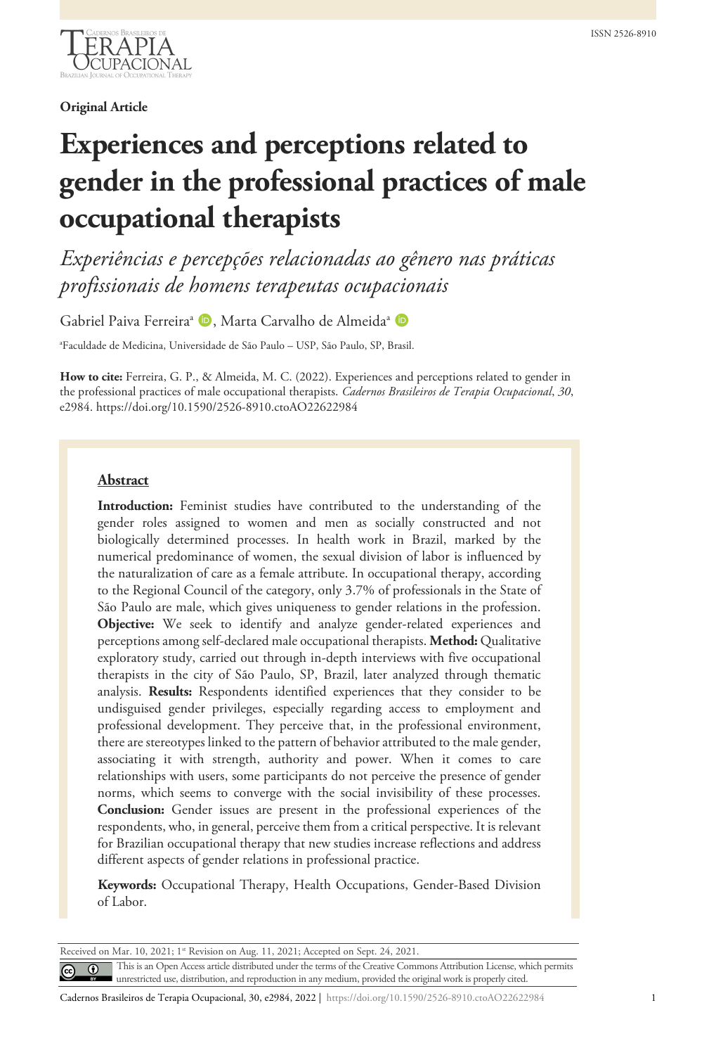**Original Article**

# Experiences and perceptions related to gender in the professional practices of male occupational therapists

*Experiências e percepções relacionadas ao gênero nas práticas profissionais de homens terapeutas ocupacionais*

Gabriel Paiva Ferreira[a], Marta Carvalho de Almeida[a]

[a]Faculdade de Medicina, Universidade de São Paulo – USP, São Paulo, SP, Brasil.

**How to cite:** Ferreira, G. P., & Almeida, M. C. (2022). Experiences and perceptions related to gender in the professional practices of male occupational therapists. *Cadernos Brasileiros de Terapia Ocupacional*, *30*, e2984. https://doi.org/10.1590/2526-8910.ctoAO22622984

## Abstract

**Introduction:** Feminist studies have contributed to the understanding of the gender roles assigned to women and men as socially constructed and not biologically determined processes. In health work in Brazil, marked by the numerical predominance of women, the sexual division of labor is influenced by the naturalization of care as a female attribute. In occupational therapy, according to the Regional Council of the category, only 3.7% of professionals in the State of São Paulo are male, which gives uniqueness to gender relations in the profession. **Objective:** We seek to identify and analyze gender-related experiences and perceptions among self-declared male occupational therapists. **Method:** Qualitative exploratory study, carried out through in-depth interviews with five occupational therapists in the city of São Paulo, SP, Brazil, later analyzed through thematic analysis. **Results:** Respondents identified experiences that they consider to be undisguised gender privileges, especially regarding access to employment and professional development. They perceive that, in the professional environment, there are stereotypes linked to the pattern of behavior attributed to the male gender, associating it with strength, authority and power. When it comes to care relationships with users, some participants do not perceive the presence of gender norms, which seems to converge with the social invisibility of these processes. **Conclusion:** Gender issues are present in the professional experiences of the respondents, who, in general, perceive them from a critical perspective. It is relevant for Brazilian occupational therapy that new studies increase reflections and address different aspects of gender relations in professional practice.

**Keywords:** Occupational Therapy, Health Occupations, Gender-Based Division of Labor.

Received on Mar. 10, 2021; 1st Revision on Aug. 11, 2021; Accepted on Sept. 24, 2021.

This is an Open Access article distributed under the terms of the Creative Commons Attribution License, which permits unrestricted use, distribution, and reproduction in any medium, provided the original work is properly cited.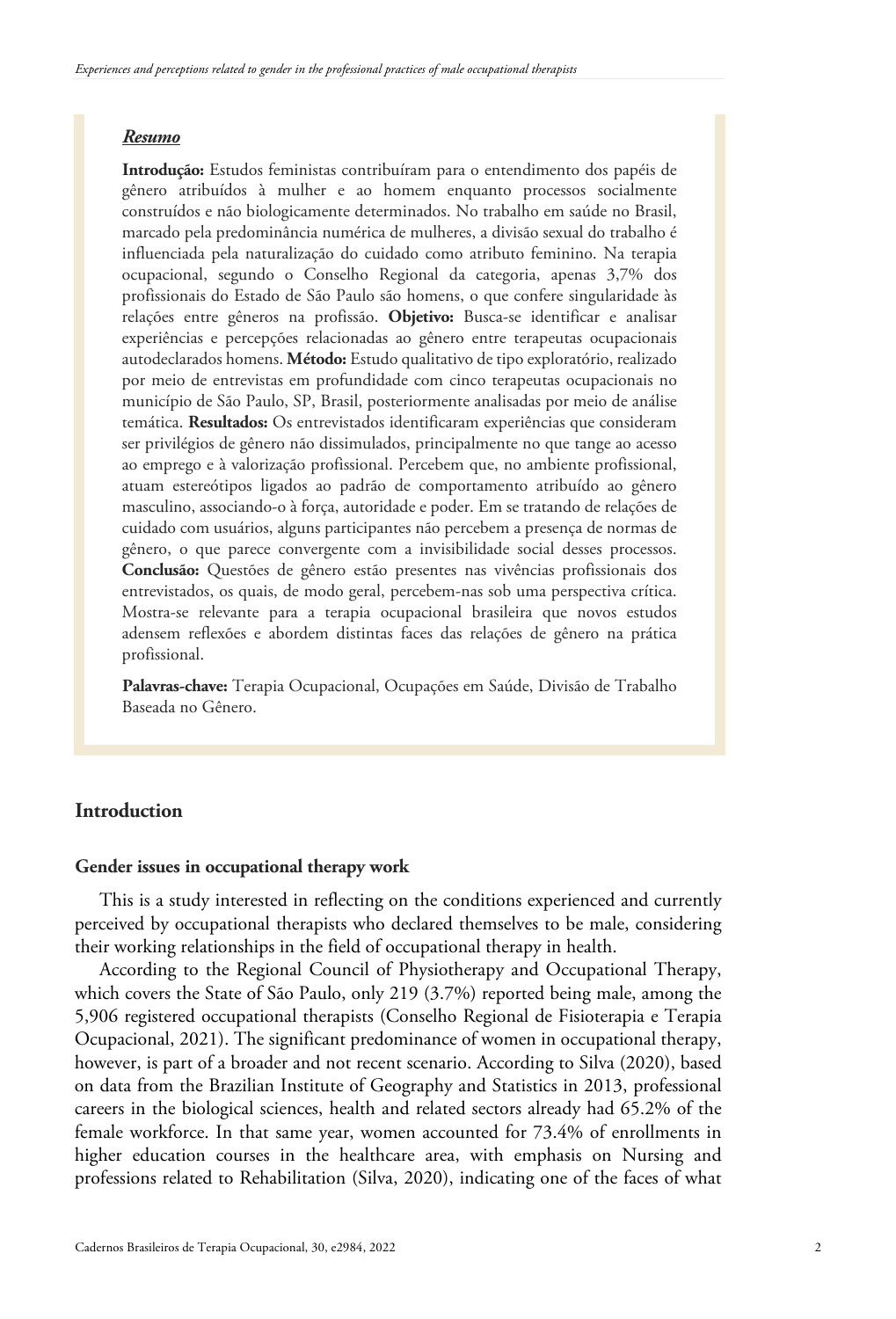### ***Resumo***

**Introdução:** Estudos feministas contribuíram para o entendimento dos papéis de gênero atribuídos à mulher e ao homem enquanto processos socialmente construídos e não biologicamente determinados. No trabalho em saúde no Brasil, marcado pela predominância numérica de mulheres, a divisão sexual do trabalho é influenciada pela naturalização do cuidado como atributo feminino. Na terapia ocupacional, segundo o Conselho Regional da categoria, apenas 3,7% dos profissionais do Estado de São Paulo são homens, o que confere singularidade às relações entre gêneros na profissão. **Objetivo:** Busca-se identificar e analisar experiências e percepções relacionadas ao gênero entre terapeutas ocupacionais autodeclarados homens. **Método:** Estudo qualitativo de tipo exploratório, realizado por meio de entrevistas em profundidade com cinco terapeutas ocupacionais no município de São Paulo, SP, Brasil, posteriormente analisadas por meio de análise temática. **Resultados:** Os entrevistados identificaram experiências que consideram ser privilégios de gênero não dissimulados, principalmente no que tange ao acesso ao emprego e à valorização profissional. Percebem que, no ambiente profissional, atuam estereótipos ligados ao padrão de comportamento atribuído ao gênero masculino, associando-o à força, autoridade e poder. Em se tratando de relações de cuidado com usuários, alguns participantes não percebem a presença de normas de gênero, o que parece convergente com a invisibilidade social desses processos. **Conclusão:** Questões de gênero estão presentes nas vivências profissionais dos entrevistados, os quais, de modo geral, percebem-nas sob uma perspectiva crítica. Mostra-se relevante para a terapia ocupacional brasileira que novos estudos adensem reflexões e abordem distintas faces das relações de gênero na prática profissional.

**Palavras-chave:** Terapia Ocupacional, Ocupações em Saúde, Divisão de Trabalho Baseada no Gênero.

## Introduction

### Gender issues in occupational therapy work

This is a study interested in reflecting on the conditions experienced and currently perceived by occupational therapists who declared themselves to be male, considering their working relationships in the field of occupational therapy in health.

According to the Regional Council of Physiotherapy and Occupational Therapy, which covers the State of São Paulo, only 219 (3.7%) reported being male, among the 5,906 registered occupational therapists (Conselho Regional de Fisioterapia e Terapia Ocupacional, 2021). The significant predominance of women in occupational therapy, however, is part of a broader and not recent scenario. According to Silva (2020), based on data from the Brazilian Institute of Geography and Statistics in 2013, professional careers in the biological sciences, health and related sectors already had 65.2% of the female workforce. In that same year, women accounted for 73.4% of enrollments in higher education courses in the healthcare area, with emphasis on Nursing and professions related to Rehabilitation (Silva, 2020), indicating one of the faces of what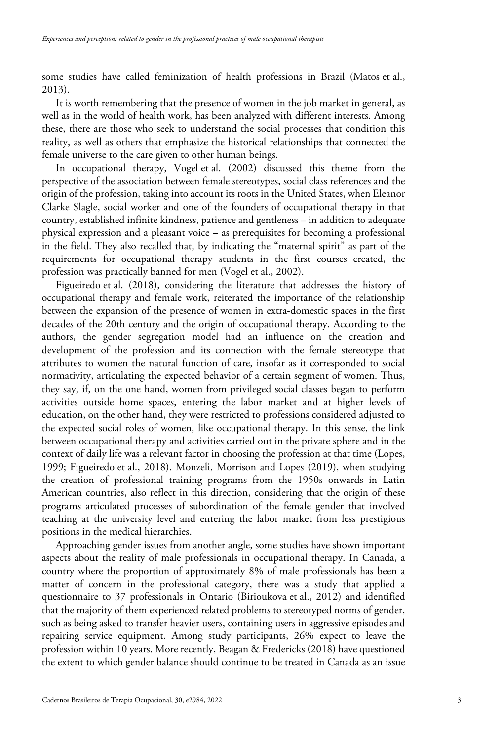some studies have called feminization of health professions in Brazil (Matos et al., 2013).

It is worth remembering that the presence of women in the job market in general, as well as in the world of health work, has been analyzed with different interests. Among these, there are those who seek to understand the social processes that condition this reality, as well as others that emphasize the historical relationships that connected the female universe to the care given to other human beings.

In occupational therapy, Vogel et al. (2002) discussed this theme from the perspective of the association between female stereotypes, social class references and the origin of the profession, taking into account its roots in the United States, when Eleanor Clarke Slagle, social worker and one of the founders of occupational therapy in that country, established infinite kindness, patience and gentleness – in addition to adequate physical expression and a pleasant voice – as prerequisites for becoming a professional in the field. They also recalled that, by indicating the "maternal spirit" as part of the requirements for occupational therapy students in the first courses created, the profession was practically banned for men (Vogel et al., 2002).

Figueiredo et al. (2018), considering the literature that addresses the history of occupational therapy and female work, reiterated the importance of the relationship between the expansion of the presence of women in extra-domestic spaces in the first decades of the 20th century and the origin of occupational therapy. According to the authors, the gender segregation model had an influence on the creation and development of the profession and its connection with the female stereotype that attributes to women the natural function of care, insofar as it corresponded to social normativity, articulating the expected behavior of a certain segment of women. Thus, they say, if, on the one hand, women from privileged social classes began to perform activities outside home spaces, entering the labor market and at higher levels of education, on the other hand, they were restricted to professions considered adjusted to the expected social roles of women, like occupational therapy. In this sense, the link between occupational therapy and activities carried out in the private sphere and in the context of daily life was a relevant factor in choosing the profession at that time (Lopes, 1999; Figueiredo et al., 2018). Monzeli, Morrison and Lopes (2019), when studying the creation of professional training programs from the 1950s onwards in Latin American countries, also reflect in this direction, considering that the origin of these programs articulated processes of subordination of the female gender that involved teaching at the university level and entering the labor market from less prestigious positions in the medical hierarchies.

Approaching gender issues from another angle, some studies have shown important aspects about the reality of male professionals in occupational therapy. In Canada, a country where the proportion of approximately 8% of male professionals has been a matter of concern in the professional category, there was a study that applied a questionnaire to 37 professionals in Ontario (Birioukova et al., 2012) and identified that the majority of them experienced related problems to stereotyped norms of gender, such as being asked to transfer heavier users, containing users in aggressive episodes and repairing service equipment. Among study participants, 26% expect to leave the profession within 10 years. More recently, Beagan & Fredericks (2018) have questioned the extent to which gender balance should continue to be treated in Canada as an issue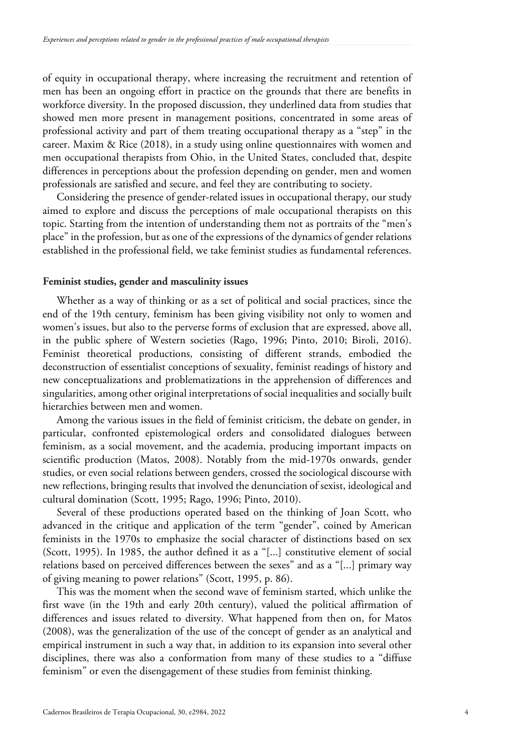of equity in occupational therapy, where increasing the recruitment and retention of men has been an ongoing effort in practice on the grounds that there are benefits in workforce diversity. In the proposed discussion, they underlined data from studies that showed men more present in management positions, concentrated in some areas of professional activity and part of them treating occupational therapy as a "step" in the career. Maxim & Rice (2018), in a study using online questionnaires with women and men occupational therapists from Ohio, in the United States, concluded that, despite differences in perceptions about the profession depending on gender, men and women professionals are satisfied and secure, and feel they are contributing to society.

Considering the presence of gender-related issues in occupational therapy, our study aimed to explore and discuss the perceptions of male occupational therapists on this topic. Starting from the intention of understanding them not as portraits of the "men's place" in the profession, but as one of the expressions of the dynamics of gender relations established in the professional field, we take feminist studies as fundamental references.

## Feminist studies, gender and masculinity issues

Whether as a way of thinking or as a set of political and social practices, since the end of the 19th century, feminism has been giving visibility not only to women and women's issues, but also to the perverse forms of exclusion that are expressed, above all, in the public sphere of Western societies (Rago, 1996; Pinto, 2010; Biroli, 2016). Feminist theoretical productions, consisting of different strands, embodied the deconstruction of essentialist conceptions of sexuality, feminist readings of history and new conceptualizations and problematizations in the apprehension of differences and singularities, among other original interpretations of social inequalities and socially built hierarchies between men and women.

Among the various issues in the field of feminist criticism, the debate on gender, in particular, confronted epistemological orders and consolidated dialogues between feminism, as a social movement, and the academia, producing important impacts on scientific production (Matos, 2008). Notably from the mid-1970s onwards, gender studies, or even social relations between genders, crossed the sociological discourse with new reflections, bringing results that involved the denunciation of sexist, ideological and cultural domination (Scott, 1995; Rago, 1996; Pinto, 2010).

Several of these productions operated based on the thinking of Joan Scott, who advanced in the critique and application of the term "gender", coined by American feminists in the 1970s to emphasize the social character of distinctions based on sex (Scott, 1995). In 1985, the author defined it as a "[...] constitutive element of social relations based on perceived differences between the sexes" and as a "[...] primary way of giving meaning to power relations" (Scott, 1995, p. 86).

This was the moment when the second wave of feminism started, which unlike the first wave (in the 19th and early 20th century), valued the political affirmation of differences and issues related to diversity. What happened from then on, for Matos (2008), was the generalization of the use of the concept of gender as an analytical and empirical instrument in such a way that, in addition to its expansion into several other disciplines, there was also a conformation from many of these studies to a "diffuse feminism" or even the disengagement of these studies from feminist thinking.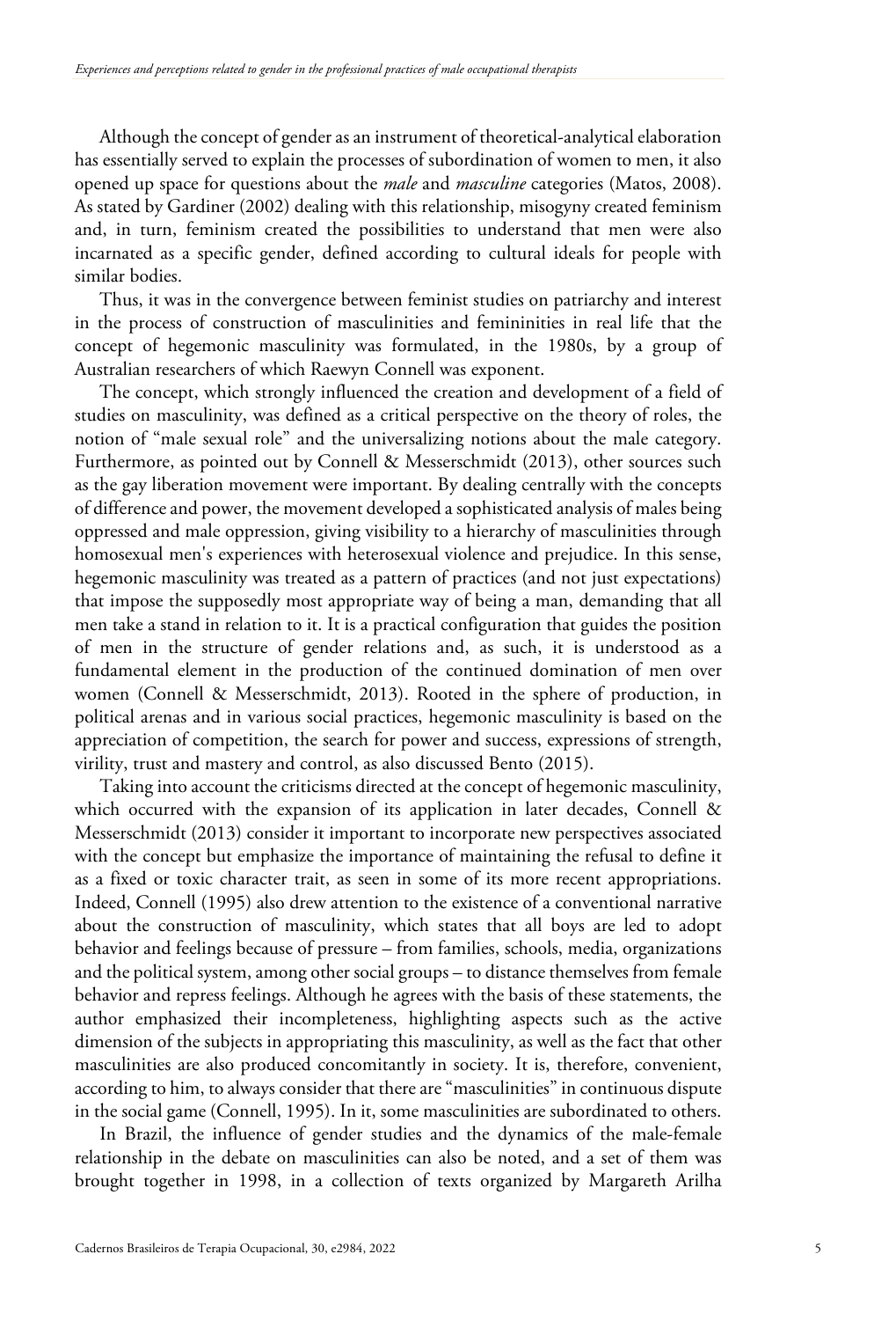Although the concept of gender as an instrument of theoretical-analytical elaboration has essentially served to explain the processes of subordination of women to men, it also opened up space for questions about the *male* and *masculine* categories (Matos, 2008). As stated by Gardiner (2002) dealing with this relationship, misogyny created feminism and, in turn, feminism created the possibilities to understand that men were also incarnated as a specific gender, defined according to cultural ideals for people with similar bodies.

Thus, it was in the convergence between feminist studies on patriarchy and interest in the process of construction of masculinities and femininities in real life that the concept of hegemonic masculinity was formulated, in the 1980s, by a group of Australian researchers of which Raewyn Connell was exponent.

The concept, which strongly influenced the creation and development of a field of studies on masculinity, was defined as a critical perspective on the theory of roles, the notion of "male sexual role" and the universalizing notions about the male category. Furthermore, as pointed out by Connell & Messerschmidt (2013), other sources such as the gay liberation movement were important. By dealing centrally with the concepts of difference and power, the movement developed a sophisticated analysis of males being oppressed and male oppression, giving visibility to a hierarchy of masculinities through homosexual men's experiences with heterosexual violence and prejudice. In this sense, hegemonic masculinity was treated as a pattern of practices (and not just expectations) that impose the supposedly most appropriate way of being a man, demanding that all men take a stand in relation to it. It is a practical configuration that guides the position of men in the structure of gender relations and, as such, it is understood as a fundamental element in the production of the continued domination of men over women (Connell & Messerschmidt, 2013). Rooted in the sphere of production, in political arenas and in various social practices, hegemonic masculinity is based on the appreciation of competition, the search for power and success, expressions of strength, virility, trust and mastery and control, as also discussed Bento (2015).

Taking into account the criticisms directed at the concept of hegemonic masculinity, which occurred with the expansion of its application in later decades, Connell & Messerschmidt (2013) consider it important to incorporate new perspectives associated with the concept but emphasize the importance of maintaining the refusal to define it as a fixed or toxic character trait, as seen in some of its more recent appropriations. Indeed, Connell (1995) also drew attention to the existence of a conventional narrative about the construction of masculinity, which states that all boys are led to adopt behavior and feelings because of pressure – from families, schools, media, organizations and the political system, among other social groups – to distance themselves from female behavior and repress feelings. Although he agrees with the basis of these statements, the author emphasized their incompleteness, highlighting aspects such as the active dimension of the subjects in appropriating this masculinity, as well as the fact that other masculinities are also produced concomitantly in society. It is, therefore, convenient, according to him, to always consider that there are "masculinities" in continuous dispute in the social game (Connell, 1995). In it, some masculinities are subordinated to others.

In Brazil, the influence of gender studies and the dynamics of the male-female relationship in the debate on masculinities can also be noted, and a set of them was brought together in 1998, in a collection of texts organized by Margareth Arilha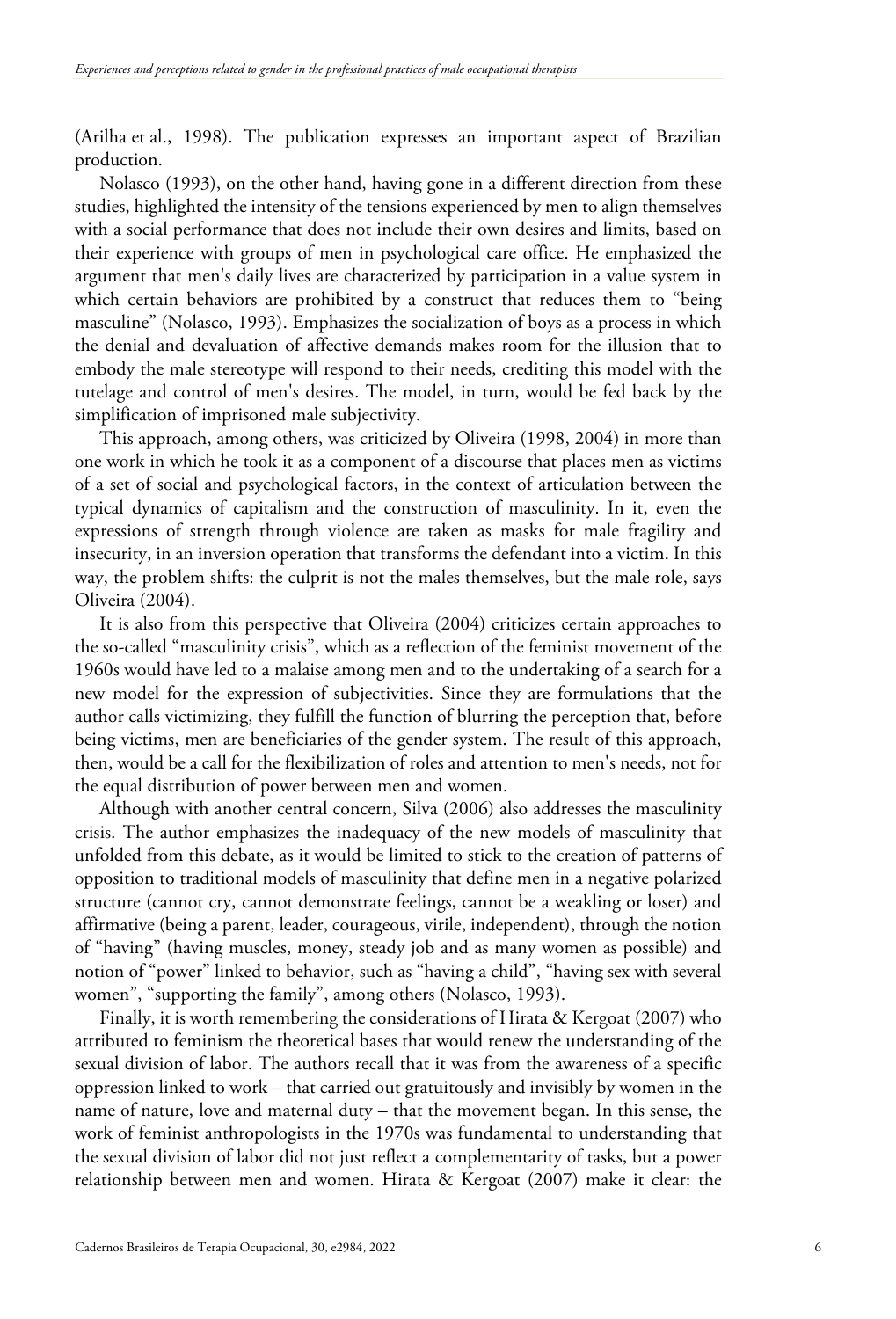(Arilha et al., 1998). The publication expresses an important aspect of Brazilian production.

Nolasco (1993), on the other hand, having gone in a different direction from these studies, highlighted the intensity of the tensions experienced by men to align themselves with a social performance that does not include their own desires and limits, based on their experience with groups of men in psychological care office. He emphasized the argument that men's daily lives are characterized by participation in a value system in which certain behaviors are prohibited by a construct that reduces them to "being masculine" (Nolasco, 1993). Emphasizes the socialization of boys as a process in which the denial and devaluation of affective demands makes room for the illusion that to embody the male stereotype will respond to their needs, crediting this model with the tutelage and control of men's desires. The model, in turn, would be fed back by the simplification of imprisoned male subjectivity.

This approach, among others, was criticized by Oliveira (1998, 2004) in more than one work in which he took it as a component of a discourse that places men as victims of a set of social and psychological factors, in the context of articulation between the typical dynamics of capitalism and the construction of masculinity. In it, even the expressions of strength through violence are taken as masks for male fragility and insecurity, in an inversion operation that transforms the defendant into a victim. In this way, the problem shifts: the culprit is not the males themselves, but the male role, says Oliveira (2004).

It is also from this perspective that Oliveira (2004) criticizes certain approaches to the so-called "masculinity crisis", which as a reflection of the feminist movement of the 1960s would have led to a malaise among men and to the undertaking of a search for a new model for the expression of subjectivities. Since they are formulations that the author calls victimizing, they fulfill the function of blurring the perception that, before being victims, men are beneficiaries of the gender system. The result of this approach, then, would be a call for the flexibilization of roles and attention to men's needs, not for the equal distribution of power between men and women.

Although with another central concern, Silva (2006) also addresses the masculinity crisis. The author emphasizes the inadequacy of the new models of masculinity that unfolded from this debate, as it would be limited to stick to the creation of patterns of opposition to traditional models of masculinity that define men in a negative polarized structure (cannot cry, cannot demonstrate feelings, cannot be a weakling or loser) and affirmative (being a parent, leader, courageous, virile, independent), through the notion of "having" (having muscles, money, steady job and as many women as possible) and notion of "power" linked to behavior, such as "having a child", "having sex with several women", "supporting the family", among others (Nolasco, 1993).

Finally, it is worth remembering the considerations of Hirata & Kergoat (2007) who attributed to feminism the theoretical bases that would renew the understanding of the sexual division of labor. The authors recall that it was from the awareness of a specific oppression linked to work – that carried out gratuitously and invisibly by women in the name of nature, love and maternal duty – that the movement began. In this sense, the work of feminist anthropologists in the 1970s was fundamental to understanding that the sexual division of labor did not just reflect a complementarity of tasks, but a power relationship between men and women. Hirata & Kergoat (2007) make it clear: the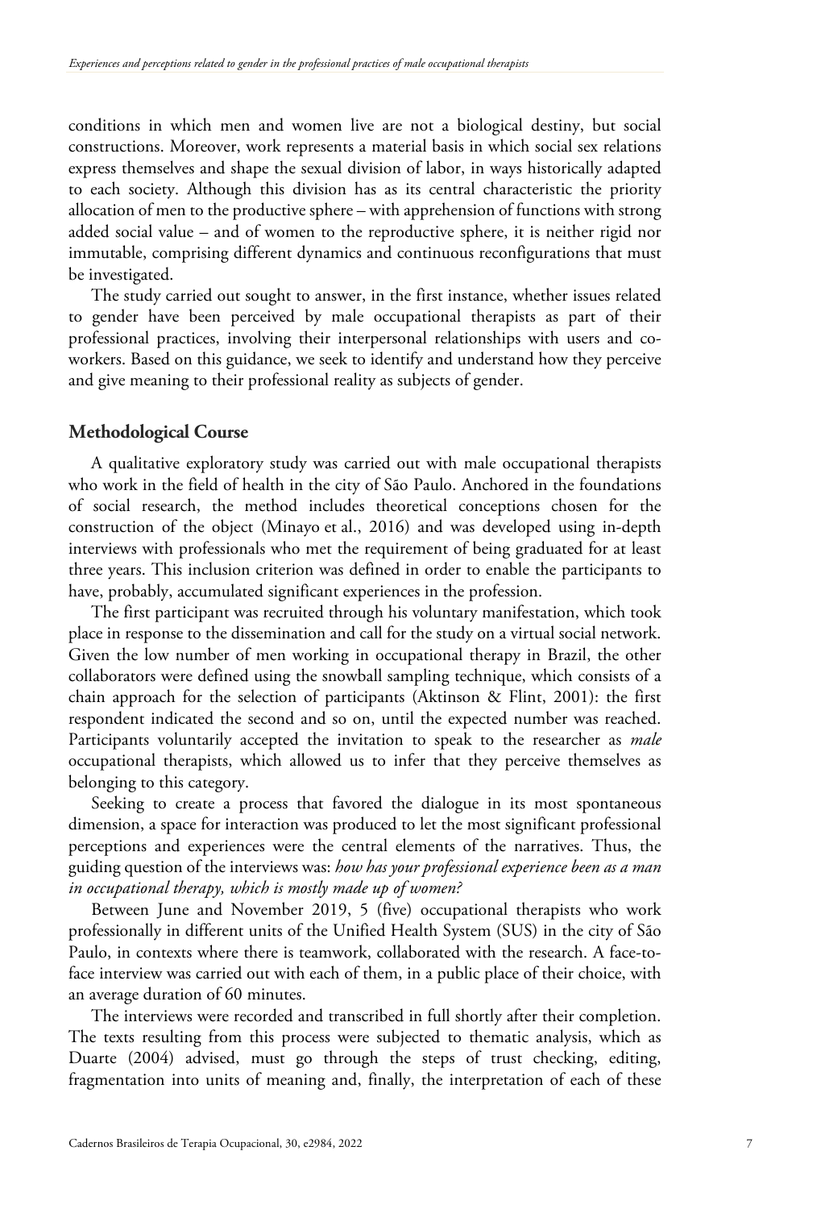conditions in which men and women live are not a biological destiny, but social constructions. Moreover, work represents a material basis in which social sex relations express themselves and shape the sexual division of labor, in ways historically adapted to each society. Although this division has as its central characteristic the priority allocation of men to the productive sphere – with apprehension of functions with strong added social value – and of women to the reproductive sphere, it is neither rigid nor immutable, comprising different dynamics and continuous reconfigurations that must be investigated.

The study carried out sought to answer, in the first instance, whether issues related to gender have been perceived by male occupational therapists as part of their professional practices, involving their interpersonal relationships with users and co-workers. Based on this guidance, we seek to identify and understand how they perceive and give meaning to their professional reality as subjects of gender.

## Methodological Course

A qualitative exploratory study was carried out with male occupational therapists who work in the field of health in the city of São Paulo. Anchored in the foundations of social research, the method includes theoretical conceptions chosen for the construction of the object (Minayo et al., 2016) and was developed using in-depth interviews with professionals who met the requirement of being graduated for at least three years. This inclusion criterion was defined in order to enable the participants to have, probably, accumulated significant experiences in the profession.

The first participant was recruited through his voluntary manifestation, which took place in response to the dissemination and call for the study on a virtual social network. Given the low number of men working in occupational therapy in Brazil, the other collaborators were defined using the snowball sampling technique, which consists of a chain approach for the selection of participants (Aktinson & Flint, 2001): the first respondent indicated the second and so on, until the expected number was reached. Participants voluntarily accepted the invitation to speak to the researcher as *male* occupational therapists, which allowed us to infer that they perceive themselves as belonging to this category.

Seeking to create a process that favored the dialogue in its most spontaneous dimension, a space for interaction was produced to let the most significant professional perceptions and experiences were the central elements of the narratives. Thus, the guiding question of the interviews was: *how has your professional experience been as a man in occupational therapy, which is mostly made up of women?*

Between June and November 2019, 5 (five) occupational therapists who work professionally in different units of the Unified Health System (SUS) in the city of São Paulo, in contexts where there is teamwork, collaborated with the research. A face-to-face interview was carried out with each of them, in a public place of their choice, with an average duration of 60 minutes.

The interviews were recorded and transcribed in full shortly after their completion. The texts resulting from this process were subjected to thematic analysis, which as Duarte (2004) advised, must go through the steps of trust checking, editing, fragmentation into units of meaning and, finally, the interpretation of each of these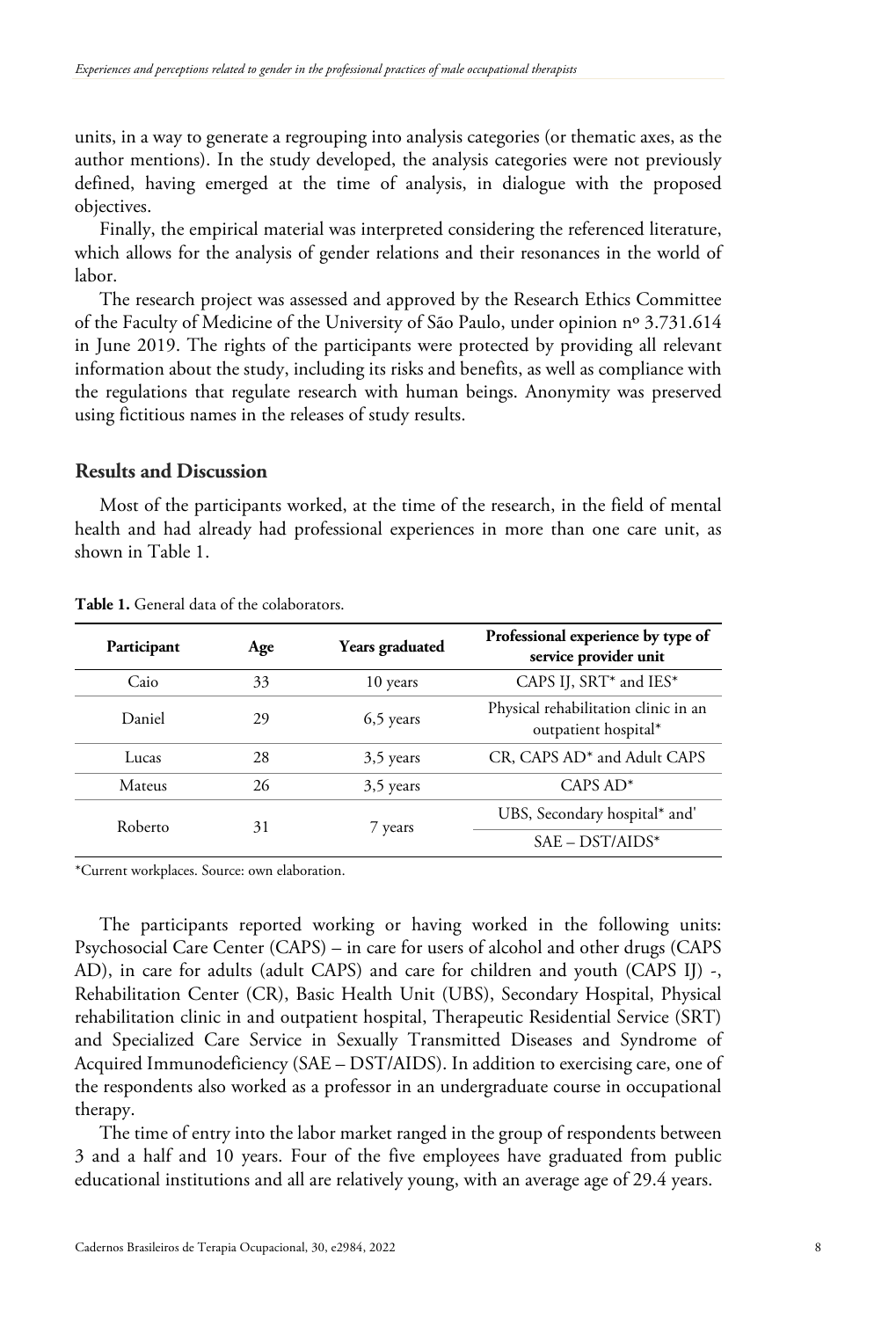units, in a way to generate a regrouping into analysis categories (or thematic axes, as the author mentions). In the study developed, the analysis categories were not previously defined, having emerged at the time of analysis, in dialogue with the proposed objectives.

Finally, the empirical material was interpreted considering the referenced literature, which allows for the analysis of gender relations and their resonances in the world of labor.

The research project was assessed and approved by the Research Ethics Committee of the Faculty of Medicine of the University of São Paulo, under opinion nº 3.731.614 in June 2019. The rights of the participants were protected by providing all relevant information about the study, including its risks and benefits, as well as compliance with the regulations that regulate research with human beings. Anonymity was preserved using fictitious names in the releases of study results.

## Results and Discussion

Most of the participants worked, at the time of the research, in the field of mental health and had already had professional experiences in more than one care unit, as shown in Table 1.

**Table 1.** General data of the colaborators.

| Participant | Age | Years graduated | Professional experience by type of service provider unit |
|---|---|---|---|
| Caio | 33 | 10 years | CAPS IJ, SRT* and IES* |
| Daniel | 29 | 6,5 years | Physical rehabilitation clinic in an outpatient hospital* |
| Lucas | 28 | 3,5 years | CR, CAPS AD* and Adult CAPS |
| Mateus | 26 | 3,5 years | CAPS AD* |
| Roberto | 31 | 7 years | UBS, Secondary hospital* and' |
| | | | SAE – DST/AIDS* |

*Current workplaces. Source: own elaboration.

The participants reported working or having worked in the following units: Psychosocial Care Center (CAPS) – in care for users of alcohol and other drugs (CAPS AD), in care for adults (adult CAPS) and care for children and youth (CAPS IJ) -, Rehabilitation Center (CR), Basic Health Unit (UBS), Secondary Hospital, Physical rehabilitation clinic in and outpatient hospital, Therapeutic Residential Service (SRT) and Specialized Care Service in Sexually Transmitted Diseases and Syndrome of Acquired Immunodeficiency (SAE – DST/AIDS). In addition to exercising care, one of the respondents also worked as a professor in an undergraduate course in occupational therapy.

The time of entry into the labor market ranged in the group of respondents between 3 and a half and 10 years. Four of the five employees have graduated from public educational institutions and all are relatively young, with an average age of 29.4 years.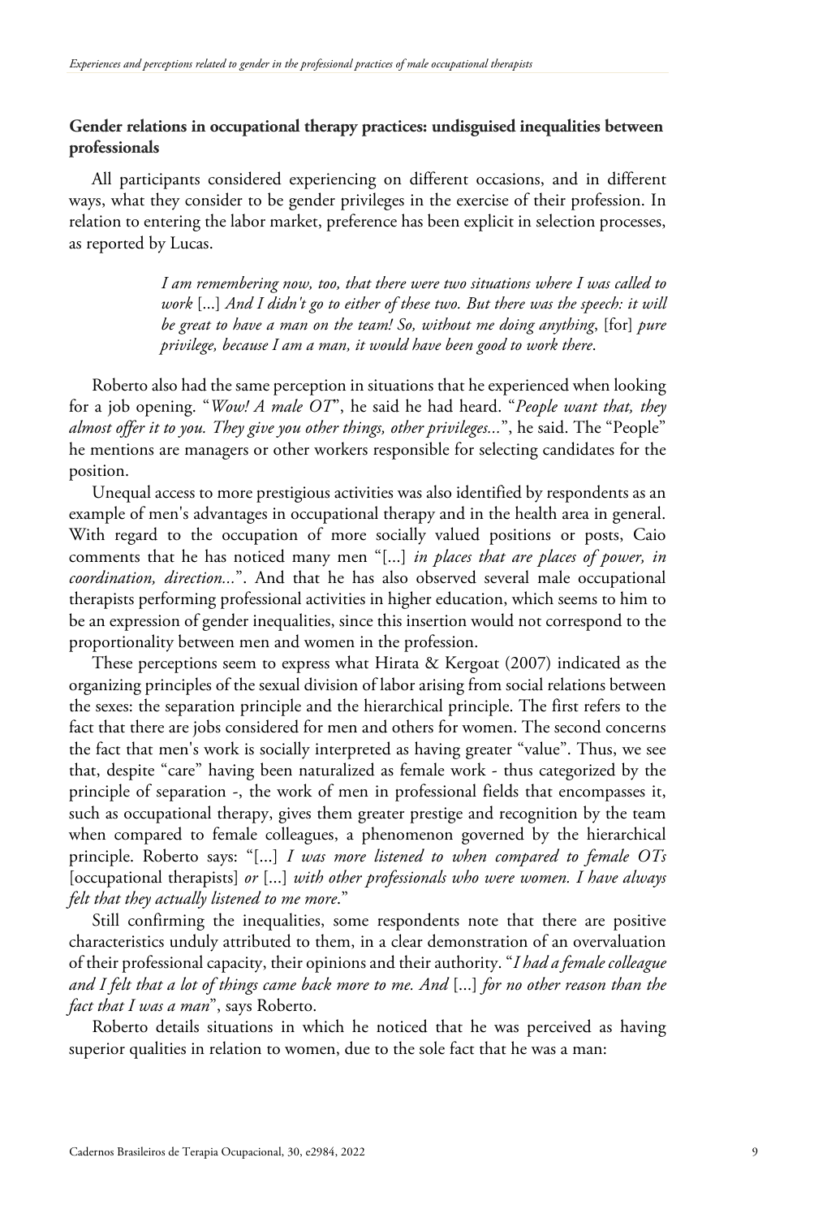### Gender relations in occupational therapy practices: undisguised inequalities between professionals

All participants considered experiencing on different occasions, and in different ways, what they consider to be gender privileges in the exercise of their profession. In relation to entering the labor market, preference has been explicit in selection processes, as reported by Lucas.

> *I am remembering now, too, that there were two situations where I was called to work* [...] *And I didn't go to either of these two. But there was the speech: it will be great to have a man on the team! So, without me doing anything*, [for] *pure privilege, because I am a man, it would have been good to work there*.

Roberto also had the same perception in situations that he experienced when looking for a job opening. "*Wow! A male OT*", he said he had heard. "*People want that, they almost offer it to you. They give you other things, other privileges...*", he said. The "People" he mentions are managers or other workers responsible for selecting candidates for the position.

Unequal access to more prestigious activities was also identified by respondents as an example of men's advantages in occupational therapy and in the health area in general. With regard to the occupation of more socially valued positions or posts, Caio comments that he has noticed many men "[...] *in places that are places of power, in coordination, direction...*". And that he has also observed several male occupational therapists performing professional activities in higher education, which seems to him to be an expression of gender inequalities, since this insertion would not correspond to the proportionality between men and women in the profession.

These perceptions seem to express what Hirata & Kergoat (2007) indicated as the organizing principles of the sexual division of labor arising from social relations between the sexes: the separation principle and the hierarchical principle. The first refers to the fact that there are jobs considered for men and others for women. The second concerns the fact that men's work is socially interpreted as having greater "value". Thus, we see that, despite "care" having been naturalized as female work - thus categorized by the principle of separation -, the work of men in professional fields that encompasses it, such as occupational therapy, gives them greater prestige and recognition by the team when compared to female colleagues, a phenomenon governed by the hierarchical principle. Roberto says: "[...] *I was more listened to when compared to female OTs* [occupational therapists] *or* [...] *with other professionals who were women. I have always felt that they actually listened to me more*."

Still confirming the inequalities, some respondents note that there are positive characteristics unduly attributed to them, in a clear demonstration of an overvaluation of their professional capacity, their opinions and their authority. "*I had a female colleague and I felt that a lot of things came back more to me. And* [...] *for no other reason than the fact that I was a man*", says Roberto.

Roberto details situations in which he noticed that he was perceived as having superior qualities in relation to women, due to the sole fact that he was a man: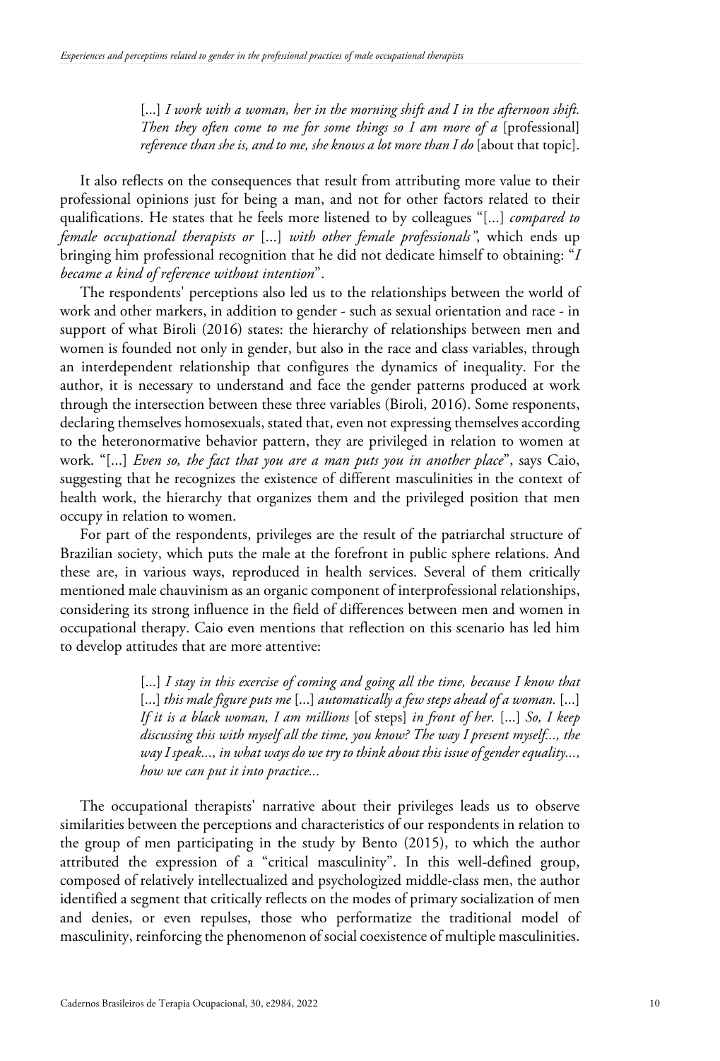> [...] *I work with a woman, her in the morning shift and I in the afternoon shift. Then they often come to me for some things so I am more of a* [professional] *reference than she is, and to me, she knows a lot more than I do* [about that topic].

It also reflects on the consequences that result from attributing more value to their professional opinions just for being a man, and not for other factors related to their qualifications. He states that he feels more listened to by colleagues "[...] *compared to female occupational therapists or* [...] *with other female professionals"*, which ends up bringing him professional recognition that he did not dedicate himself to obtaining: "*I became a kind of reference without intention*".

The respondents' perceptions also led us to the relationships between the world of work and other markers, in addition to gender - such as sexual orientation and race - in support of what Biroli (2016) states: the hierarchy of relationships between men and women is founded not only in gender, but also in the race and class variables, through an interdependent relationship that configures the dynamics of inequality. For the author, it is necessary to understand and face the gender patterns produced at work through the intersection between these three variables (Biroli, 2016). Some responents, declaring themselves homosexuals, stated that, even not expressing themselves according to the heteronormative behavior pattern, they are privileged in relation to women at work. "[...] *Even so, the fact that you are a man puts you in another place*", says Caio, suggesting that he recognizes the existence of different masculinities in the context of health work, the hierarchy that organizes them and the privileged position that men occupy in relation to women.

For part of the respondents, privileges are the result of the patriarchal structure of Brazilian society, which puts the male at the forefront in public sphere relations. And these are, in various ways, reproduced in health services. Several of them critically mentioned male chauvinism as an organic component of interprofessional relationships, considering its strong influence in the field of differences between men and women in occupational therapy. Caio even mentions that reflection on this scenario has led him to develop attitudes that are more attentive:

> [...] *I stay in this exercise of coming and going all the time, because I know that* [...] *this male figure puts me* [...] *automatically a few steps ahead of a woman.* [...] *If it is a black woman, I am millions* [of steps] *in front of her.* [...] *So, I keep discussing this with myself all the time, you know? The way I present myself..., the way I speak..., in what ways do we try to think about this issue of gender equality..., how we can put it into practice...*

The occupational therapists' narrative about their privileges leads us to observe similarities between the perceptions and characteristics of our respondents in relation to the group of men participating in the study by Bento (2015), to which the author attributed the expression of a "critical masculinity". In this well-defined group, composed of relatively intellectualized and psychologized middle-class men, the author identified a segment that critically reflects on the modes of primary socialization of men and denies, or even repulses, those who performatize the traditional model of masculinity, reinforcing the phenomenon of social coexistence of multiple masculinities.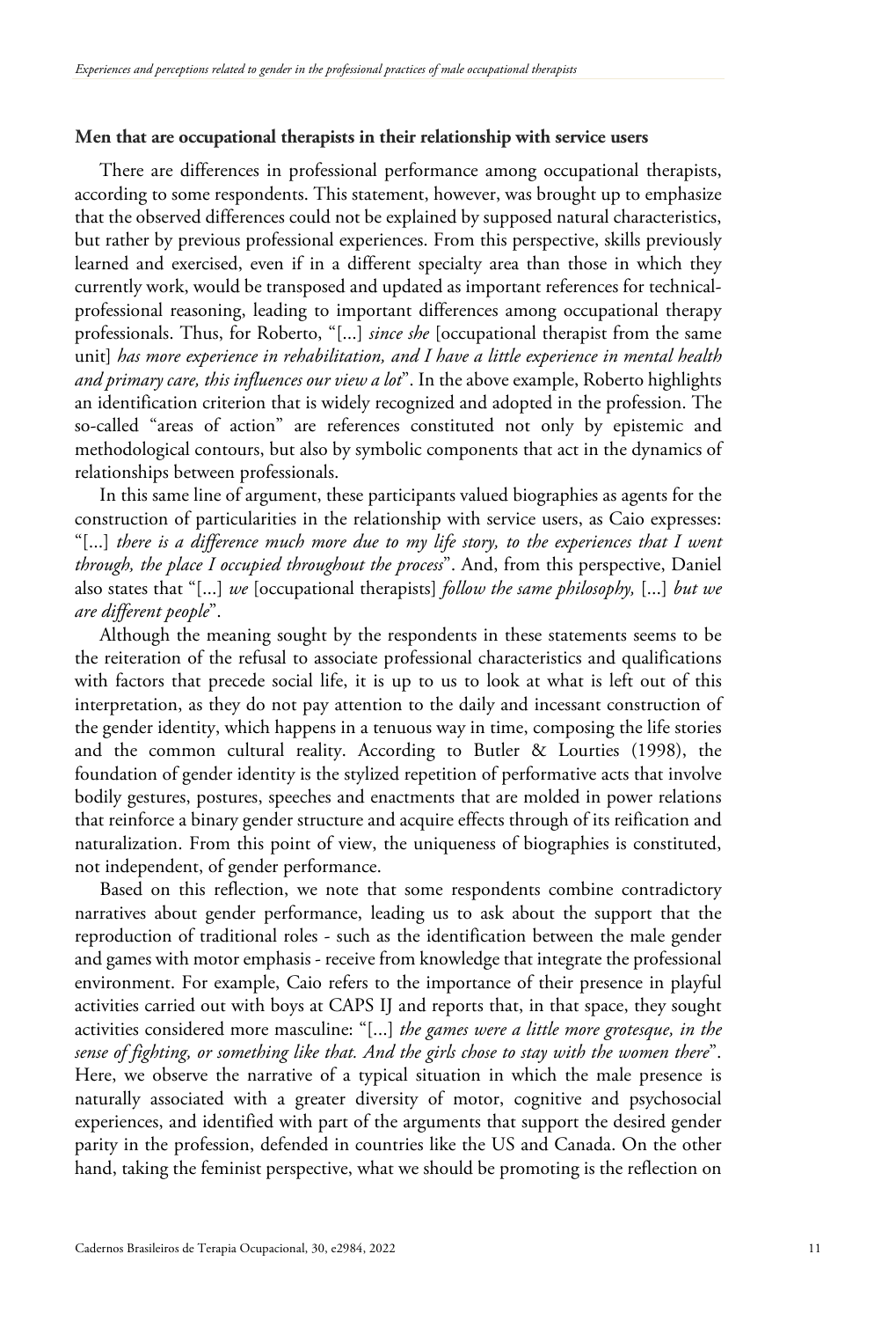### Men that are occupational therapists in their relationship with service users

There are differences in professional performance among occupational therapists, according to some respondents. This statement, however, was brought up to emphasize that the observed differences could not be explained by supposed natural characteristics, but rather by previous professional experiences. From this perspective, skills previously learned and exercised, even if in a different specialty area than those in which they currently work, would be transposed and updated as important references for technical-professional reasoning, leading to important differences among occupational therapy professionals. Thus, for Roberto, "[...] *since she* [occupational therapist from the same unit] *has more experience in rehabilitation, and I have a little experience in mental health and primary care, this influences our view a lot*". In the above example, Roberto highlights an identification criterion that is widely recognized and adopted in the profession. The so-called "areas of action" are references constituted not only by epistemic and methodological contours, but also by symbolic components that act in the dynamics of relationships between professionals.

In this same line of argument, these participants valued biographies as agents for the construction of particularities in the relationship with service users, as Caio expresses: "[...] *there is a difference much more due to my life story, to the experiences that I went through, the place I occupied throughout the process*". And, from this perspective, Daniel also states that "[...] *we* [occupational therapists] *follow the same philosophy,* [...] *but we are different people*".

Although the meaning sought by the respondents in these statements seems to be the reiteration of the refusal to associate professional characteristics and qualifications with factors that precede social life, it is up to us to look at what is left out of this interpretation, as they do not pay attention to the daily and incessant construction of the gender identity, which happens in a tenuous way in time, composing the life stories and the common cultural reality. According to Butler & Lourties (1998), the foundation of gender identity is the stylized repetition of performative acts that involve bodily gestures, postures, speeches and enactments that are molded in power relations that reinforce a binary gender structure and acquire effects through of its reification and naturalization. From this point of view, the uniqueness of biographies is constituted, not independent, of gender performance.

Based on this reflection, we note that some respondents combine contradictory narratives about gender performance, leading us to ask about the support that the reproduction of traditional roles - such as the identification between the male gender and games with motor emphasis - receive from knowledge that integrate the professional environment. For example, Caio refers to the importance of their presence in playful activities carried out with boys at CAPS IJ and reports that, in that space, they sought activities considered more masculine: "[...] *the games were a little more grotesque, in the sense of fighting, or something like that. And the girls chose to stay with the women there*". Here, we observe the narrative of a typical situation in which the male presence is naturally associated with a greater diversity of motor, cognitive and psychosocial experiences, and identified with part of the arguments that support the desired gender parity in the profession, defended in countries like the US and Canada. On the other hand, taking the feminist perspective, what we should be promoting is the reflection on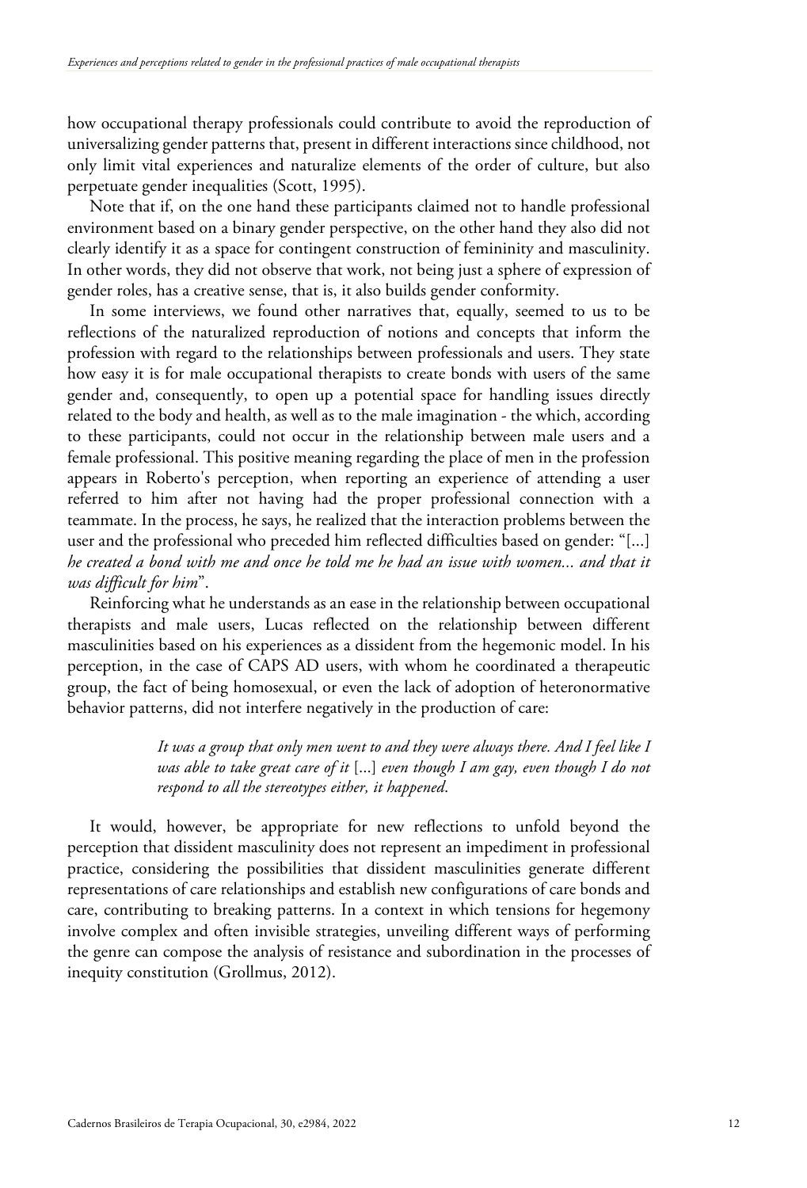how occupational therapy professionals could contribute to avoid the reproduction of universalizing gender patterns that, present in different interactions since childhood, not only limit vital experiences and naturalize elements of the order of culture, but also perpetuate gender inequalities (Scott, 1995).

Note that if, on the one hand these participants claimed not to handle professional environment based on a binary gender perspective, on the other hand they also did not clearly identify it as a space for contingent construction of femininity and masculinity. In other words, they did not observe that work, not being just a sphere of expression of gender roles, has a creative sense, that is, it also builds gender conformity.

In some interviews, we found other narratives that, equally, seemed to us to be reflections of the naturalized reproduction of notions and concepts that inform the profession with regard to the relationships between professionals and users. They state how easy it is for male occupational therapists to create bonds with users of the same gender and, consequently, to open up a potential space for handling issues directly related to the body and health, as well as to the male imagination - the which, according to these participants, could not occur in the relationship between male users and a female professional. This positive meaning regarding the place of men in the profession appears in Roberto's perception, when reporting an experience of attending a user referred to him after not having had the proper professional connection with a teammate. In the process, he says, he realized that the interaction problems between the user and the professional who preceded him reflected difficulties based on gender: "[...] *he created a bond with me and once he told me he had an issue with women... and that it was difficult for him*".

Reinforcing what he understands as an ease in the relationship between occupational therapists and male users, Lucas reflected on the relationship between different masculinities based on his experiences as a dissident from the hegemonic model. In his perception, in the case of CAPS AD users, with whom he coordinated a therapeutic group, the fact of being homosexual, or even the lack of adoption of heteronormative behavior patterns, did not interfere negatively in the production of care:

> *It was a group that only men went to and they were always there. And I feel like I was able to take great care of it* [...] *even though I am gay, even though I do not respond to all the stereotypes either, it happened*.

It would, however, be appropriate for new reflections to unfold beyond the perception that dissident masculinity does not represent an impediment in professional practice, considering the possibilities that dissident masculinities generate different representations of care relationships and establish new configurations of care bonds and care, contributing to breaking patterns. In a context in which tensions for hegemony involve complex and often invisible strategies, unveiling different ways of performing the genre can compose the analysis of resistance and subordination in the processes of inequity constitution (Grollmus, 2012).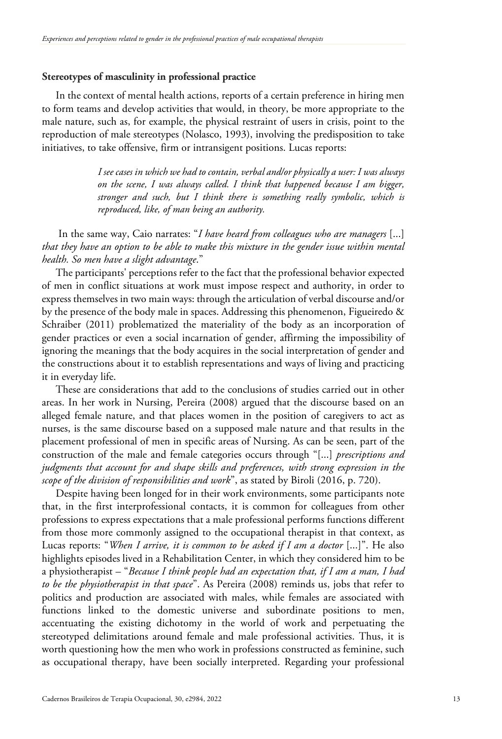### Stereotypes of masculinity in professional practice

In the context of mental health actions, reports of a certain preference in hiring men to form teams and develop activities that would, in theory, be more appropriate to the male nature, such as, for example, the physical restraint of users in crisis, point to the reproduction of male stereotypes (Nolasco, 1993), involving the predisposition to take initiatives, to take offensive, firm or intransigent positions. Lucas reports:

> *I see cases in which we had to contain, verbal and/or physically a user: I was always on the scene, I was always called. I think that happened because I am bigger, stronger and such, but I think there is something really symbolic, which is reproduced, like, of man being an authority.*

In the same way, Caio narrates: "*I have heard from colleagues who are managers* [...] *that they have an option to be able to make this mixture in the gender issue within mental health. So men have a slight advantage*."

The participants' perceptions refer to the fact that the professional behavior expected of men in conflict situations at work must impose respect and authority, in order to express themselves in two main ways: through the articulation of verbal discourse and/or by the presence of the body male in spaces. Addressing this phenomenon, Figueiredo & Schraiber (2011) problematized the materiality of the body as an incorporation of gender practices or even a social incarnation of gender, affirming the impossibility of ignoring the meanings that the body acquires in the social interpretation of gender and the constructions about it to establish representations and ways of living and practicing it in everyday life.

These are considerations that add to the conclusions of studies carried out in other areas. In her work in Nursing, Pereira (2008) argued that the discourse based on an alleged female nature, and that places women in the position of caregivers to act as nurses, is the same discourse based on a supposed male nature and that results in the placement professional of men in specific areas of Nursing. As can be seen, part of the construction of the male and female categories occurs through "[...] *prescriptions and judgments that account for and shape skills and preferences, with strong expression in the scope of the division of responsibilities and work*", as stated by Biroli (2016, p. 720).

Despite having been longed for in their work environments, some participants note that, in the first interprofessional contacts, it is common for colleagues from other professions to express expectations that a male professional performs functions different from those more commonly assigned to the occupational therapist in that context, as Lucas reports: "*When I arrive, it is common to be asked if I am a doctor* [...]". He also highlights episodes lived in a Rehabilitation Center, in which they considered him to be a physiotherapist – "*Because I think people had an expectation that, if I am a man, I had to be the physiotherapist in that space*". As Pereira (2008) reminds us, jobs that refer to politics and production are associated with males, while females are associated with functions linked to the domestic universe and subordinate positions to men, accentuating the existing dichotomy in the world of work and perpetuating the stereotyped delimitations around female and male professional activities. Thus, it is worth questioning how the men who work in professions constructed as feminine, such as occupational therapy, have been socially interpreted. Regarding your professional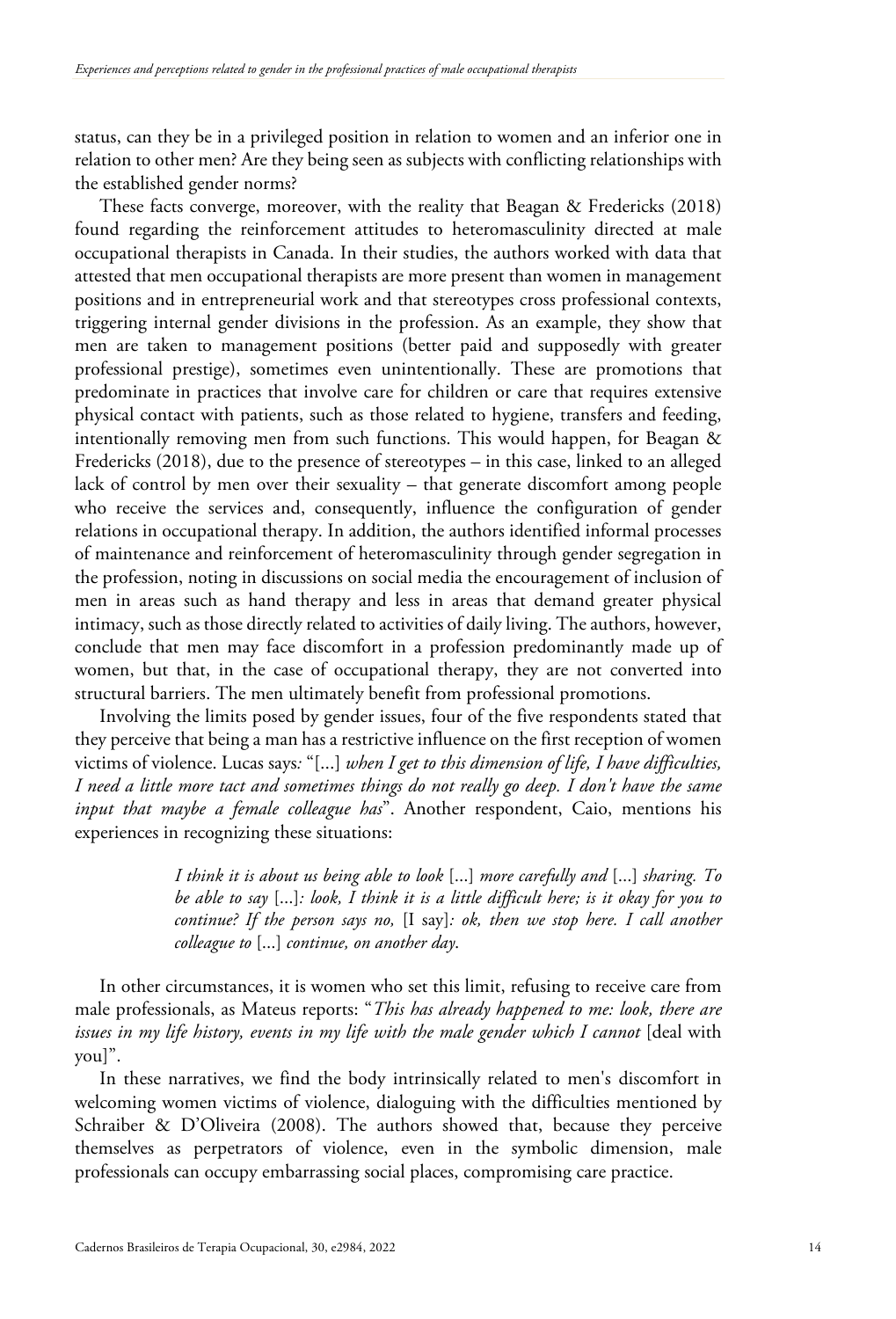status, can they be in a privileged position in relation to women and an inferior one in relation to other men? Are they being seen as subjects with conflicting relationships with the established gender norms?

These facts converge, moreover, with the reality that Beagan & Fredericks (2018) found regarding the reinforcement attitudes to heteromasculinity directed at male occupational therapists in Canada. In their studies, the authors worked with data that attested that men occupational therapists are more present than women in management positions and in entrepreneurial work and that stereotypes cross professional contexts, triggering internal gender divisions in the profession. As an example, they show that men are taken to management positions (better paid and supposedly with greater professional prestige), sometimes even unintentionally. These are promotions that predominate in practices that involve care for children or care that requires extensive physical contact with patients, such as those related to hygiene, transfers and feeding, intentionally removing men from such functions. This would happen, for Beagan & Fredericks (2018), due to the presence of stereotypes – in this case, linked to an alleged lack of control by men over their sexuality – that generate discomfort among people who receive the services and, consequently, influence the configuration of gender relations in occupational therapy. In addition, the authors identified informal processes of maintenance and reinforcement of heteromasculinity through gender segregation in the profession, noting in discussions on social media the encouragement of inclusion of men in areas such as hand therapy and less in areas that demand greater physical intimacy, such as those directly related to activities of daily living. The authors, however, conclude that men may face discomfort in a profession predominantly made up of women, but that, in the case of occupational therapy, they are not converted into structural barriers. The men ultimately benefit from professional promotions.

Involving the limits posed by gender issues, four of the five respondents stated that they perceive that being a man has a restrictive influence on the first reception of women victims of violence. Lucas says: "[...] *when I get to this dimension of life, I have difficulties, I need a little more tact and sometimes things do not really go deep. I don't have the same input that maybe a female colleague has*". Another respondent, Caio, mentions his experiences in recognizing these situations:

> *I think it is about us being able to look* [...] *more carefully and* [...] *sharing. To be able to say* [...]*: look, I think it is a little difficult here; is it okay for you to continue? If the person says no,* [I say]*: ok, then we stop here. I call another colleague to* [...] *continue, on another day.*

In other circumstances, it is women who set this limit, refusing to receive care from male professionals, as Mateus reports: "*This has already happened to me: look, there are issues in my life history, events in my life with the male gender which I cannot* [deal with you]".

In these narratives, we find the body intrinsically related to men's discomfort in welcoming women victims of violence, dialoguing with the difficulties mentioned by Schraiber & D'Oliveira (2008). The authors showed that, because they perceive themselves as perpetrators of violence, even in the symbolic dimension, male professionals can occupy embarrassing social places, compromising care practice.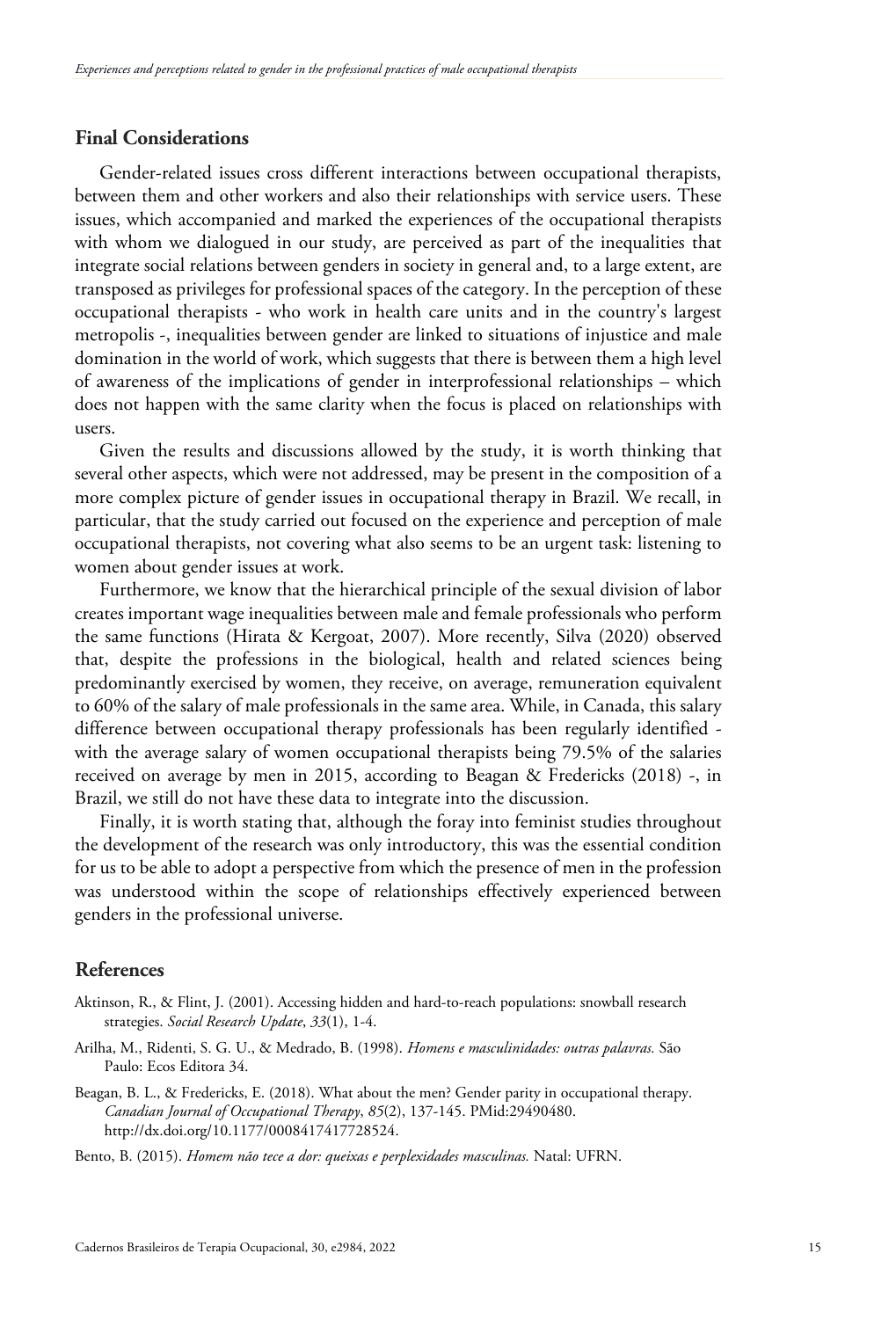## Final Considerations

Gender-related issues cross different interactions between occupational therapists, between them and other workers and also their relationships with service users. These issues, which accompanied and marked the experiences of the occupational therapists with whom we dialogued in our study, are perceived as part of the inequalities that integrate social relations between genders in society in general and, to a large extent, are transposed as privileges for professional spaces of the category. In the perception of these occupational therapists - who work in health care units and in the country's largest metropolis -, inequalities between gender are linked to situations of injustice and male domination in the world of work, which suggests that there is between them a high level of awareness of the implications of gender in interprofessional relationships – which does not happen with the same clarity when the focus is placed on relationships with users.

Given the results and discussions allowed by the study, it is worth thinking that several other aspects, which were not addressed, may be present in the composition of a more complex picture of gender issues in occupational therapy in Brazil. We recall, in particular, that the study carried out focused on the experience and perception of male occupational therapists, not covering what also seems to be an urgent task: listening to women about gender issues at work.

Furthermore, we know that the hierarchical principle of the sexual division of labor creates important wage inequalities between male and female professionals who perform the same functions (Hirata & Kergoat, 2007). More recently, Silva (2020) observed that, despite the professions in the biological, health and related sciences being predominantly exercised by women, they receive, on average, remuneration equivalent to 60% of the salary of male professionals in the same area. While, in Canada, this salary difference between occupational therapy professionals has been regularly identified - with the average salary of women occupational therapists being 79.5% of the salaries received on average by men in 2015, according to Beagan & Fredericks (2018) -, in Brazil, we still do not have these data to integrate into the discussion.

Finally, it is worth stating that, although the foray into feminist studies throughout the development of the research was only introductory, this was the essential condition for us to be able to adopt a perspective from which the presence of men in the profession was understood within the scope of relationships effectively experienced between genders in the professional universe.

## References

Aktinson, R., & Flint, J. (2001). Accessing hidden and hard-to-reach populations: snowball research strategies. *Social Research Update*, *33*(1), 1-4.

Arilha, M., Ridenti, S. G. U., & Medrado, B. (1998). *Homens e masculinidades: outras palavras.* São Paulo: Ecos Editora 34.

Beagan, B. L., & Fredericks, E. (2018). What about the men? Gender parity in occupational therapy. *Canadian Journal of Occupational Therapy*, *85*(2), 137-145. PMid:29490480. http://dx.doi.org/10.1177/0008417417728524.

Bento, B. (2015). *Homem não tece a dor: queixas e perplexidades masculinas.* Natal: UFRN.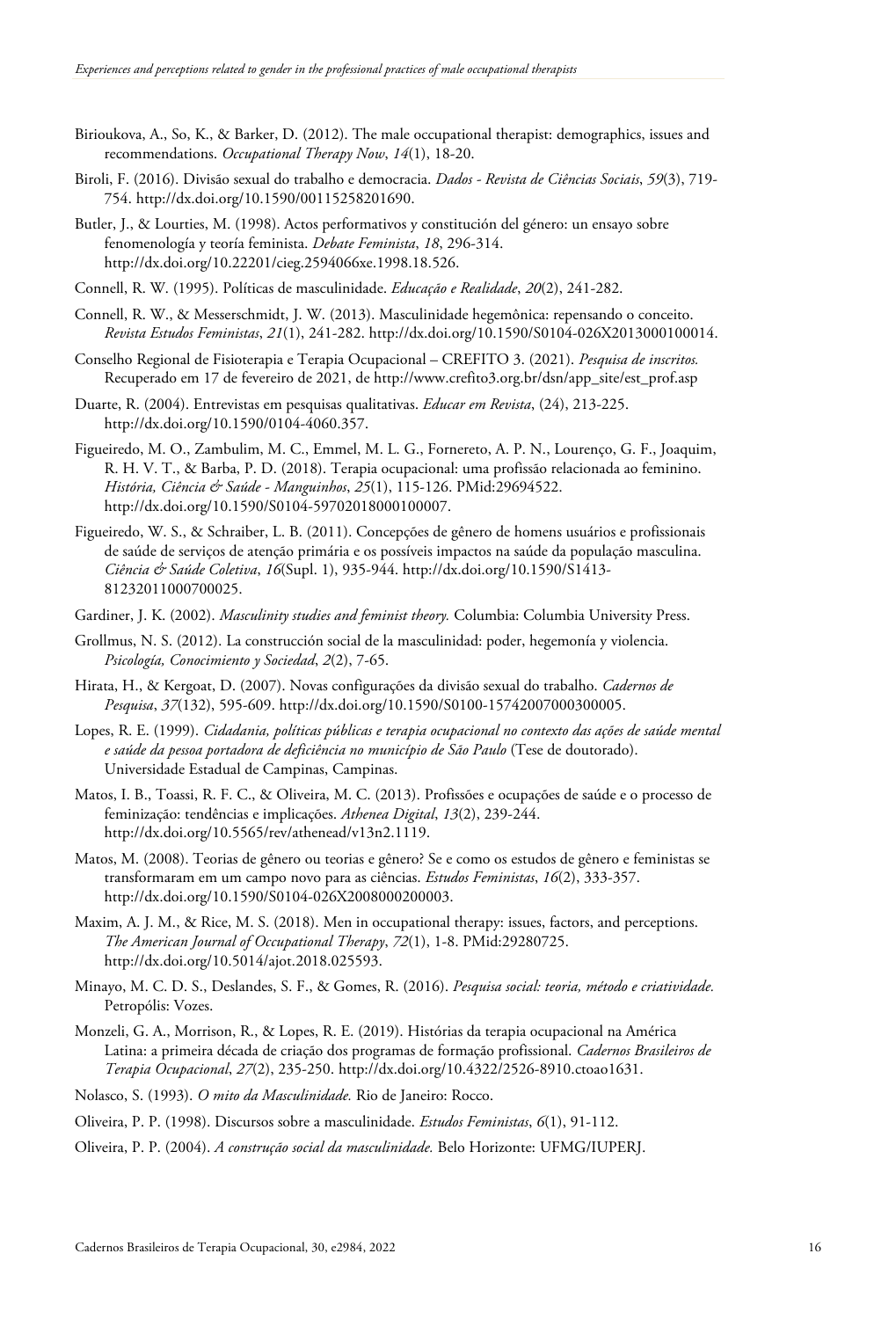Birioukova, A., So, K., & Barker, D. (2012). The male occupational therapist: demographics, issues and recommendations. *Occupational Therapy Now*, *14*(1), 18-20.

Biroli, F. (2016). Divisão sexual do trabalho e democracia. *Dados - Revista de Ciências Sociais*, *59*(3), 719-754. http://dx.doi.org/10.1590/00115258201690.

Butler, J., & Lourties, M. (1998). Actos performativos y constitución del género: un ensayo sobre fenomenología y teoría feminista. *Debate Feminista*, *18*, 296-314. http://dx.doi.org/10.22201/cieg.2594066xe.1998.18.526.

Connell, R. W. (1995). Políticas de masculinidade. *Educação e Realidade*, *20*(2), 241-282.

Connell, R. W., & Messerschmidt, J. W. (2013). Masculinidade hegemônica: repensando o conceito. *Revista Estudos Feministas*, *21*(1), 241-282. http://dx.doi.org/10.1590/S0104-026X2013000100014.

Conselho Regional de Fisioterapia e Terapia Ocupacional – CREFITO 3. (2021). *Pesquisa de inscritos.* Recuperado em 17 de fevereiro de 2021, de http://www.crefito3.org.br/dsn/app_site/est_prof.asp

Duarte, R. (2004). Entrevistas em pesquisas qualitativas. *Educar em Revista*, (24), 213-225. http://dx.doi.org/10.1590/0104-4060.357.

Figueiredo, M. O., Zambulim, M. C., Emmel, M. L. G., Fornereto, A. P. N., Lourenço, G. F., Joaquim, R. H. V. T., & Barba, P. D. (2018). Terapia ocupacional: uma profissão relacionada ao feminino. *História, Ciência & Saúde - Manguinhos*, *25*(1), 115-126. PMid:29694522. http://dx.doi.org/10.1590/S0104-59702018000100007.

Figueiredo, W. S., & Schraiber, L. B. (2011). Concepções de gênero de homens usuários e profissionais de saúde de serviços de atenção primária e os possíveis impactos na saúde da população masculina. *Ciência & Saúde Coletiva*, *16*(Supl. 1), 935-944. http://dx.doi.org/10.1590/S1413-81232011000700025.

Gardiner, J. K. (2002). *Masculinity studies and feminist theory.* Columbia: Columbia University Press.

Grollmus, N. S. (2012). La construcción social de la masculinidad: poder, hegemonía y violencia. *Psicología, Conocimiento y Sociedad*, *2*(2), 7-65.

Hirata, H., & Kergoat, D. (2007). Novas configurações da divisão sexual do trabalho. *Cadernos de Pesquisa*, *37*(132), 595-609. http://dx.doi.org/10.1590/S0100-15742007000300005.

Lopes, R. E. (1999). *Cidadania, políticas públicas e terapia ocupacional no contexto das ações de saúde mental e saúde da pessoa portadora de deficiência no município de São Paulo* (Tese de doutorado). Universidade Estadual de Campinas, Campinas.

Matos, I. B., Toassi, R. F. C., & Oliveira, M. C. (2013). Profissões e ocupações de saúde e o processo de feminização: tendências e implicações. *Athenea Digital*, *13*(2), 239-244. http://dx.doi.org/10.5565/rev/athenead/v13n2.1119.

Matos, M. (2008). Teorias de gênero ou teorias e gênero? Se e como os estudos de gênero e feministas se transformaram em um campo novo para as ciências. *Estudos Feministas*, *16*(2), 333-357. http://dx.doi.org/10.1590/S0104-026X2008000200003.

Maxim, A. J. M., & Rice, M. S. (2018). Men in occupational therapy: issues, factors, and perceptions. *The American Journal of Occupational Therapy*, *72*(1), 1-8. PMid:29280725. http://dx.doi.org/10.5014/ajot.2018.025593.

Minayo, M. C. D. S., Deslandes, S. F., & Gomes, R. (2016). *Pesquisa social: teoria, método e criatividade.* Petropólis: Vozes.

Monzeli, G. A., Morrison, R., & Lopes, R. E. (2019). Histórias da terapia ocupacional na América Latina: a primeira década de criação dos programas de formação profissional. *Cadernos Brasileiros de Terapia Ocupacional*, *27*(2), 235-250. http://dx.doi.org/10.4322/2526-8910.ctoao1631.

Nolasco, S. (1993). *O mito da Masculinidade.* Rio de Janeiro: Rocco.

Oliveira, P. P. (1998). Discursos sobre a masculinidade. *Estudos Feministas*, *6*(1), 91-112.

Oliveira, P. P. (2004). *A construção social da masculinidade.* Belo Horizonte: UFMG/IUPERJ.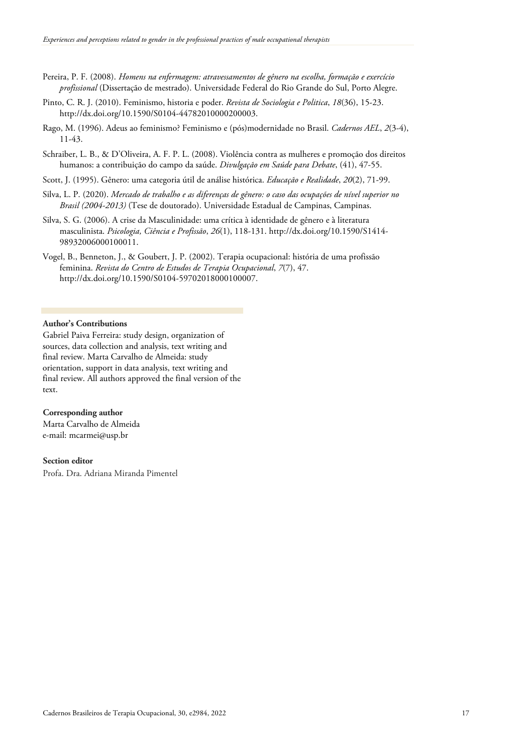Pereira, P. F. (2008). *Homens na enfermagem: atravessamentos de gênero na escolha, formação e exercício profissional* (Dissertação de mestrado). Universidade Federal do Rio Grande do Sul, Porto Alegre.

Pinto, C. R. J. (2010). Feminismo, historia e poder. *Revista de Sociologia e Politica*, *18*(36), 15-23. http://dx.doi.org/10.1590/S0104-44782010000200003.

Rago, M. (1996). Adeus ao feminismo? Feminismo e (pós)modernidade no Brasil. *Cadernos AEL*, *2*(3-4), 11-43.

Schraiber, L. B., & D'Oliveira, A. F. P. L. (2008). Violência contra as mulheres e promoção dos direitos humanos: a contribuição do campo da saúde. *Divulgação em Saúde para Debate*, (41), 47-55.

Scott, J. (1995). Gênero: uma categoria útil de análise histórica. *Educação e Realidade*, *20*(2), 71-99.

Silva, L. P. (2020). *Mercado de trabalho e as diferenças de gênero: o caso das ocupações de nível superior no Brasil (2004-2013)* (Tese de doutorado). Universidade Estadual de Campinas, Campinas.

Silva, S. G. (2006). A crise da Masculinidade: uma crítica à identidade de gênero e à literatura masculinista. *Psicologia, Ciência e Profissão*, *26*(1), 118-131. http://dx.doi.org/10.1590/S1414-98932006000100011.

Vogel, B., Benneton, J., & Goubert, J. P. (2002). Terapia ocupacional: história de uma profissão feminina. *Revista do Centro de Estudos de Terapia Ocupacional*, *7*(7), 47. http://dx.doi.org/10.1590/S0104-59702018000100007.

**Author's Contributions**

Gabriel Paiva Ferreira: study design, organization of sources, data collection and analysis, text writing and final review. Marta Carvalho de Almeida: study orientation, support in data analysis, text writing and final review. All authors approved the final version of the text.

**Corresponding author**

Marta Carvalho de Almeida
e-mail: mcarmei@usp.br

**Section editor**

Profa. Dra. Adriana Miranda Pimentel